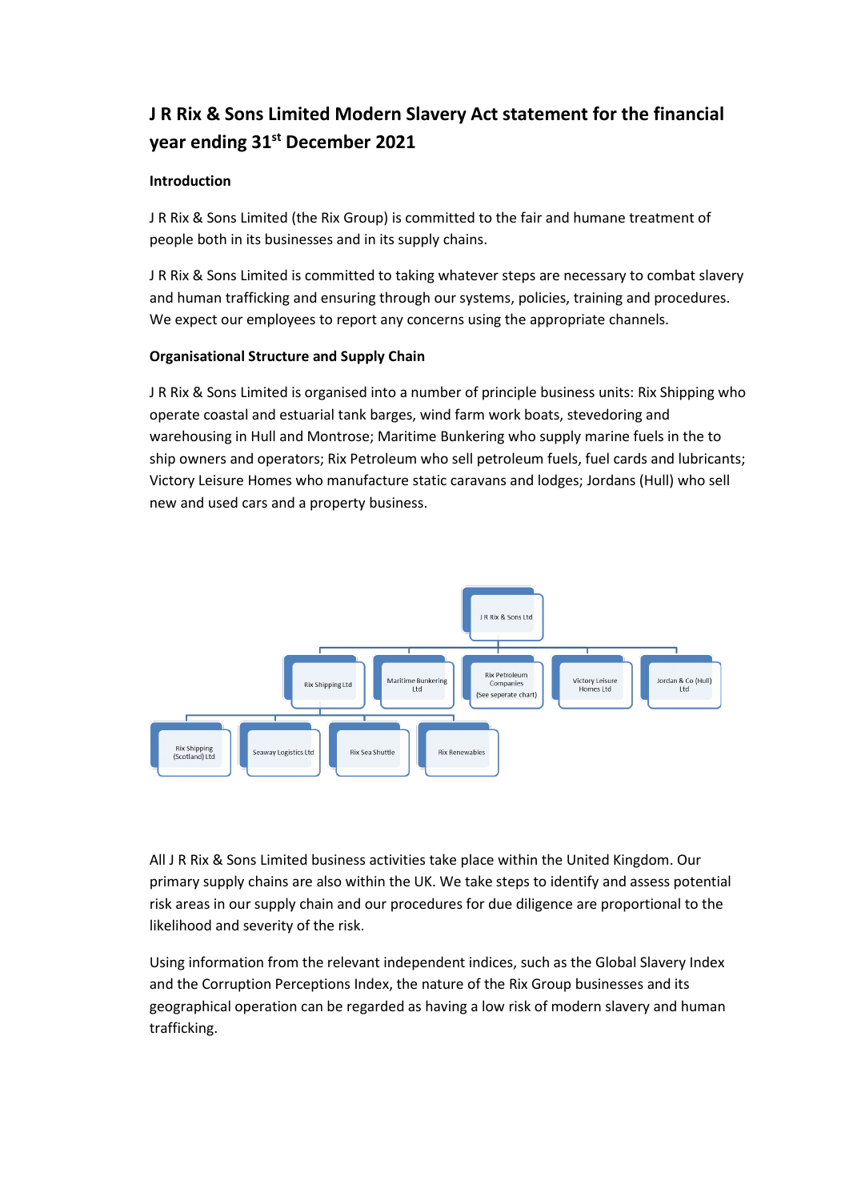# J R Rix & Sons Limited Modern Slavery Act statement for the financial year ending 31st December 2021

**Introduction**

J R Rix & Sons Limited (the Rix Group) is committed to the fair and humane treatment of people both in its businesses and in its supply chains.

J R Rix & Sons Limited is committed to taking whatever steps are necessary to combat slavery and human trafficking and ensuring through our systems, policies, training and procedures. We expect our employees to report any concerns using the appropriate channels.

**Organisational Structure and Supply Chain**

J R Rix & Sons Limited is organised into a number of principle business units: Rix Shipping who operate coastal and estuarial tank barges, wind farm work boats, stevedoring and warehousing in Hull and Montrose; Maritime Bunkering who supply marine fuels in the to ship owners and operators; Rix Petroleum who sell petroleum fuels, fuel cards and lubricants; Victory Leisure Homes who manufacture static caravans and lodges; Jordans (Hull) who sell new and used cars and a property business.

- J R Rix & Sons Ltd
  - Rix Shipping Ltd
    - Rix Shipping (Scotland) Ltd
    - Seaway Logistics Ltd
    - Rix Sea Shuttle
    - Rix Renewables
  - Maritime Bunkering Ltd
  - Rix Petroleum Companies (See seperate chart)
  - Victory Leisure Homes Ltd
  - Jordan & Co (Hull) Ltd

All J R Rix & Sons Limited business activities take place within the United Kingdom. Our primary supply chains are also within the UK. We take steps to identify and assess potential risk areas in our supply chain and our procedures for due diligence are proportional to the likelihood and severity of the risk.

Using information from the relevant independent indices, such as the Global Slavery Index and the Corruption Perceptions Index, the nature of the Rix Group businesses and its geographical operation can be regarded as having a low risk of modern slavery and human trafficking.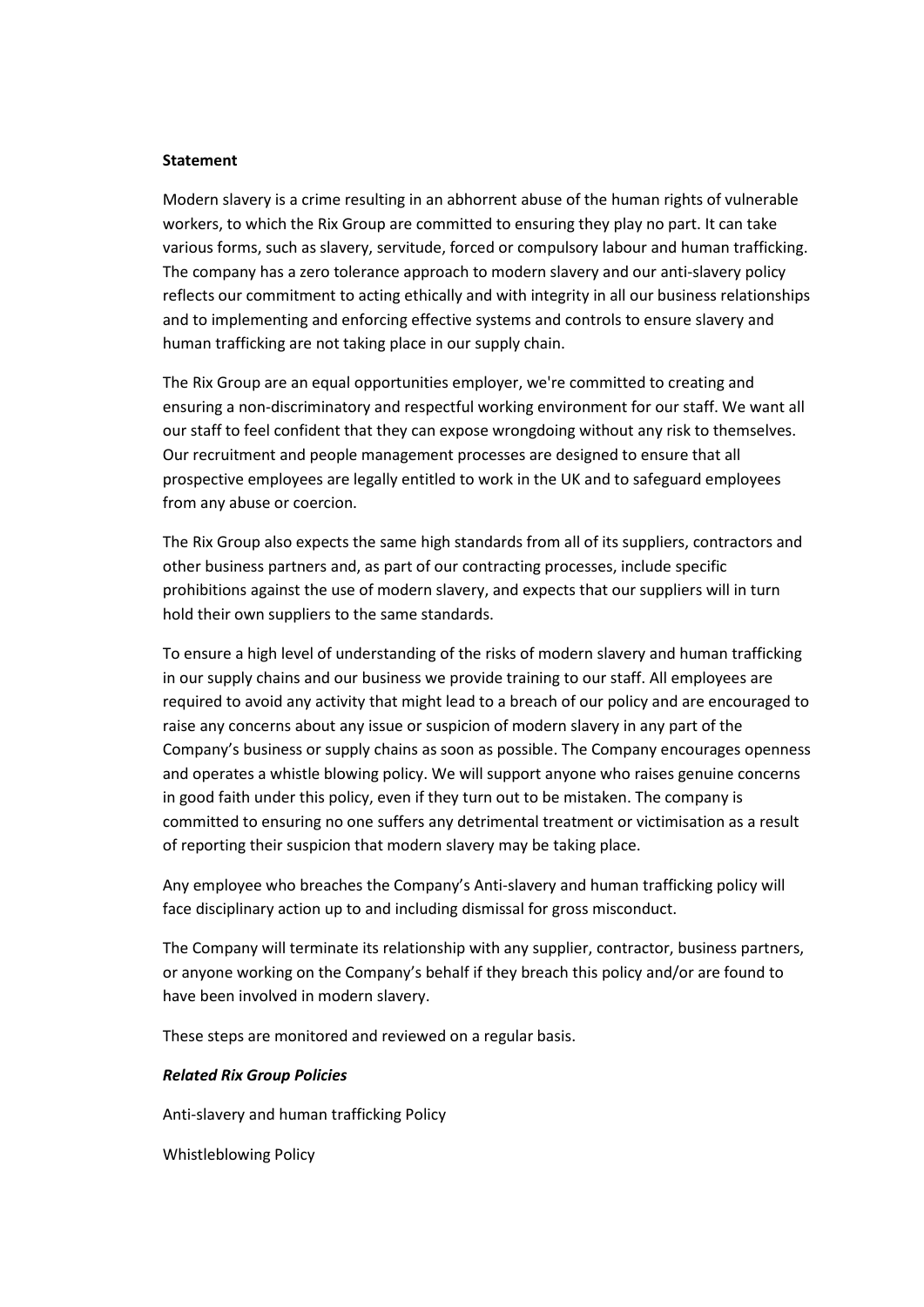**Statement**

Modern slavery is a crime resulting in an abhorrent abuse of the human rights of vulnerable workers, to which the Rix Group are committed to ensuring they play no part. It can take various forms, such as slavery, servitude, forced or compulsory labour and human trafficking. The company has a zero tolerance approach to modern slavery and our anti-slavery policy reflects our commitment to acting ethically and with integrity in all our business relationships and to implementing and enforcing effective systems and controls to ensure slavery and human trafficking are not taking place in our supply chain.

The Rix Group are an equal opportunities employer, we're committed to creating and ensuring a non-discriminatory and respectful working environment for our staff. We want all our staff to feel confident that they can expose wrongdoing without any risk to themselves. Our recruitment and people management processes are designed to ensure that all prospective employees are legally entitled to work in the UK and to safeguard employees from any abuse or coercion.

The Rix Group also expects the same high standards from all of its suppliers, contractors and other business partners and, as part of our contracting processes, include specific prohibitions against the use of modern slavery, and expects that our suppliers will in turn hold their own suppliers to the same standards.

To ensure a high level of understanding of the risks of modern slavery and human trafficking in our supply chains and our business we provide training to our staff. All employees are required to avoid any activity that might lead to a breach of our policy and are encouraged to raise any concerns about any issue or suspicion of modern slavery in any part of the Company's business or supply chains as soon as possible. The Company encourages openness and operates a whistle blowing policy. We will support anyone who raises genuine concerns in good faith under this policy, even if they turn out to be mistaken. The company is committed to ensuring no one suffers any detrimental treatment or victimisation as a result of reporting their suspicion that modern slavery may be taking place.

Any employee who breaches the Company's Anti-slavery and human trafficking policy will face disciplinary action up to and including dismissal for gross misconduct.

The Company will terminate its relationship with any supplier, contractor, business partners, or anyone working on the Company's behalf if they breach this policy and/or are found to have been involved in modern slavery.

These steps are monitored and reviewed on a regular basis.

***Related Rix Group Policies***

Anti-slavery and human trafficking Policy

Whistleblowing Policy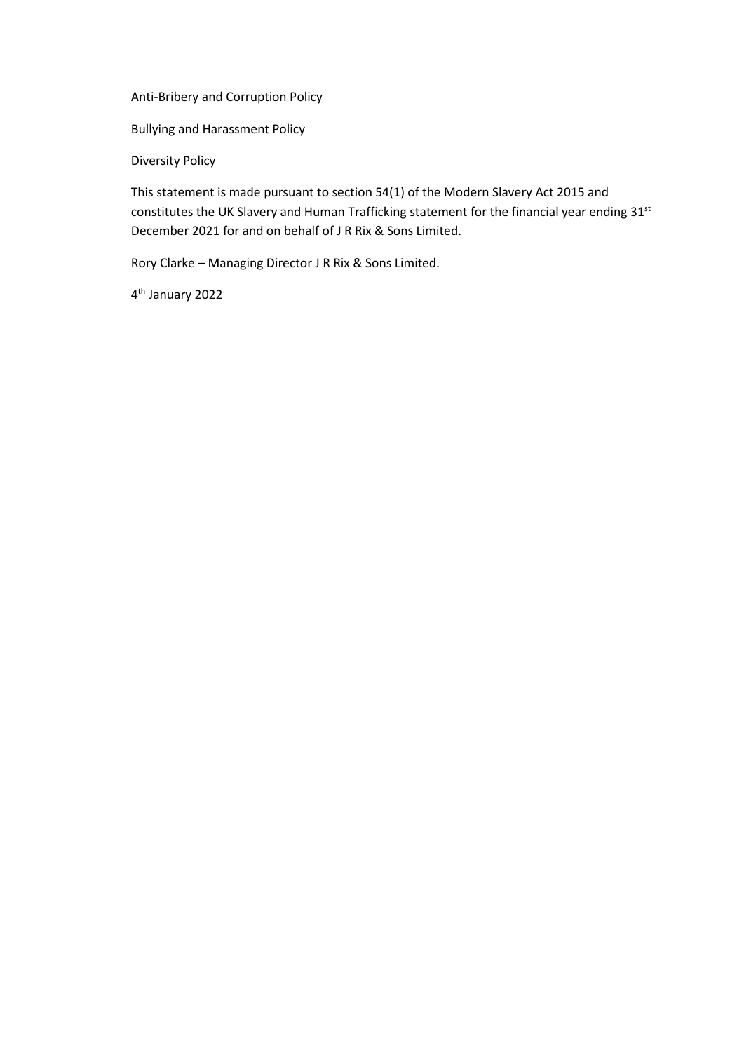Anti-Bribery and Corruption Policy

Bullying and Harassment Policy

Diversity Policy

This statement is made pursuant to section 54(1) of the Modern Slavery Act 2015 and constitutes the UK Slavery and Human Trafficking statement for the financial year ending 31st December 2021 for and on behalf of J R Rix & Sons Limited.

Rory Clarke – Managing Director J R Rix & Sons Limited.

4th January 2022